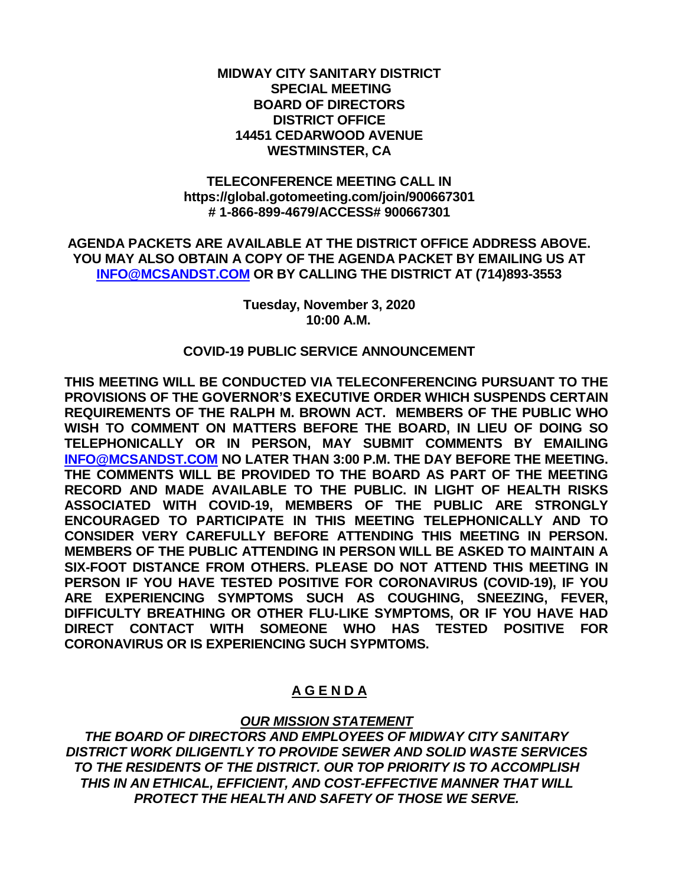**MIDWAY CITY SANITARY DISTRICT**
**SPECIAL MEETING**
**BOARD OF DIRECTORS**
**DISTRICT OFFICE**
**14451 CEDARWOOD AVENUE**
**WESTMINSTER, CA**

**TELECONFERENCE MEETING CALL IN**
**https://global.gotomeeting.com/join/900667301**
**# 1-866-899-4679/ACCESS# 900667301**

**AGENDA PACKETS ARE AVAILABLE AT THE DISTRICT OFFICE ADDRESS ABOVE. YOU MAY ALSO OBTAIN A COPY OF THE AGENDA PACKET BY EMAILING US AT [INFO@MCSANDST.COM](mailto:INFO@MCSANDST.COM) OR BY CALLING THE DISTRICT AT (714)893-3553**

**Tuesday, November 3, 2020**
**10:00 A.M.**

**COVID-19 PUBLIC SERVICE ANNOUNCEMENT**

**THIS MEETING WILL BE CONDUCTED VIA TELECONFERENCING PURSUANT TO THE PROVISIONS OF THE GOVERNOR'S EXECUTIVE ORDER WHICH SUSPENDS CERTAIN REQUIREMENTS OF THE RALPH M. BROWN ACT. MEMBERS OF THE PUBLIC WHO WISH TO COMMENT ON MATTERS BEFORE THE BOARD, IN LIEU OF DOING SO TELEPHONICALLY OR IN PERSON, MAY SUBMIT COMMENTS BY EMAILING [INFO@MCSANDST.COM](mailto:INFO@MCSANDST.COM) NO LATER THAN 3:00 P.M. THE DAY BEFORE THE MEETING. THE COMMENTS WILL BE PROVIDED TO THE BOARD AS PART OF THE MEETING RECORD AND MADE AVAILABLE TO THE PUBLIC. IN LIGHT OF HEALTH RISKS ASSOCIATED WITH COVID-19, MEMBERS OF THE PUBLIC ARE STRONGLY ENCOURAGED TO PARTICIPATE IN THIS MEETING TELEPHONICALLY AND TO CONSIDER VERY CAREFULLY BEFORE ATTENDING THIS MEETING IN PERSON. MEMBERS OF THE PUBLIC ATTENDING IN PERSON WILL BE ASKED TO MAINTAIN A SIX-FOOT DISTANCE FROM OTHERS. PLEASE DO NOT ATTEND THIS MEETING IN PERSON IF YOU HAVE TESTED POSITIVE FOR CORONAVIRUS (COVID-19), IF YOU ARE EXPERIENCING SYMPTOMS SUCH AS COUGHING, SNEEZING, FEVER, DIFFICULTY BREATHING OR OTHER FLU-LIKE SYMPTOMS, OR IF YOU HAVE HAD DIRECT CONTACT WITH SOMEONE WHO HAS TESTED POSITIVE FOR CORONAVIRUS OR IS EXPERIENCING SUCH SYPMTOMS.**

## A G E N D A

***OUR MISSION STATEMENT***

***THE BOARD OF DIRECTORS AND EMPLOYEES OF MIDWAY CITY SANITARY DISTRICT WORK DILIGENTLY TO PROVIDE SEWER AND SOLID WASTE SERVICES TO THE RESIDENTS OF THE DISTRICT. OUR TOP PRIORITY IS TO ACCOMPLISH THIS IN AN ETHICAL, EFFICIENT, AND COST-EFFECTIVE MANNER THAT WILL PROTECT THE HEALTH AND SAFETY OF THOSE WE SERVE.***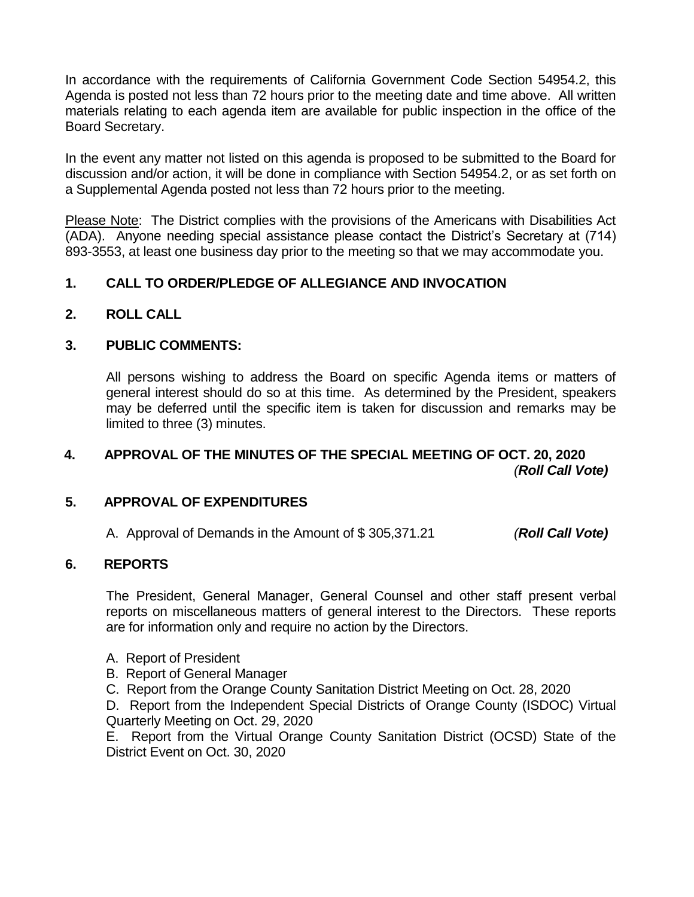In accordance with the requirements of California Government Code Section 54954.2, this Agenda is posted not less than 72 hours prior to the meeting date and time above. All written materials relating to each agenda item are available for public inspection in the office of the Board Secretary.

In the event any matter not listed on this agenda is proposed to be submitted to the Board for discussion and/or action, it will be done in compliance with Section 54954.2, or as set forth on a Supplemental Agenda posted not less than 72 hours prior to the meeting.

Please Note: The District complies with the provisions of the Americans with Disabilities Act (ADA). Anyone needing special assistance please contact the District's Secretary at (714) 893-3553, at least one business day prior to the meeting so that we may accommodate you.

## 1. CALL TO ORDER/PLEDGE OF ALLEGIANCE AND INVOCATION

## 2. ROLL CALL

## 3. PUBLIC COMMENTS:

All persons wishing to address the Board on specific Agenda items or matters of general interest should do so at this time. As determined by the President, speakers may be deferred until the specific item is taken for discussion and remarks may be limited to three (3) minutes.

## 4. APPROVAL OF THE MINUTES OF THE SPECIAL MEETING OF OCT. 20, 2020

*(**Roll Call Vote**)*

## 5. APPROVAL OF EXPENDITURES

A. Approval of Demands in the Amount of $ 305,371.21 *(**Roll Call Vote**)*

## 6. REPORTS

The President, General Manager, General Counsel and other staff present verbal reports on miscellaneous matters of general interest to the Directors. These reports are for information only and require no action by the Directors.

A. Report of President
B. Report of General Manager
C. Report from the Orange County Sanitation District Meeting on Oct. 28, 2020
D. Report from the Independent Special Districts of Orange County (ISDOC) Virtual Quarterly Meeting on Oct. 29, 2020
E. Report from the Virtual Orange County Sanitation District (OCSD) State of the District Event on Oct. 30, 2020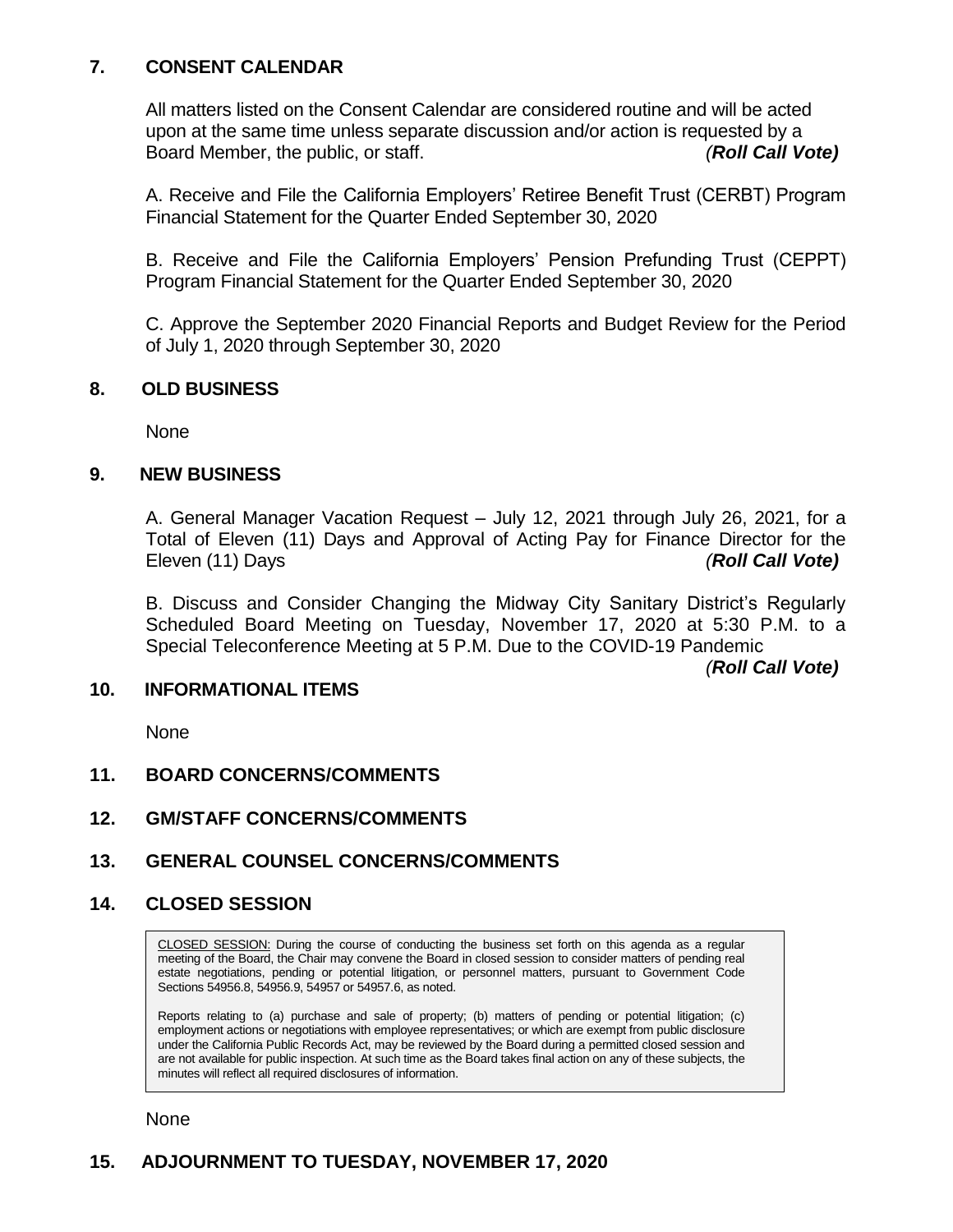## 7. CONSENT CALENDAR

All matters listed on the Consent Calendar are considered routine and will be acted upon at the same time unless separate discussion and/or action is requested by a Board Member, the public, or staff. ***(Roll Call Vote)***

A. Receive and File the California Employers' Retiree Benefit Trust (CERBT) Program Financial Statement for the Quarter Ended September 30, 2020

B. Receive and File the California Employers' Pension Prefunding Trust (CEPPT) Program Financial Statement for the Quarter Ended September 30, 2020

C. Approve the September 2020 Financial Reports and Budget Review for the Period of July 1, 2020 through September 30, 2020

## 8. OLD BUSINESS

None

## 9. NEW BUSINESS

A. General Manager Vacation Request – July 12, 2021 through July 26, 2021, for a Total of Eleven (11) Days and Approval of Acting Pay for Finance Director for the Eleven (11) Days ***(Roll Call Vote)***

B. Discuss and Consider Changing the Midway City Sanitary District's Regularly Scheduled Board Meeting on Tuesday, November 17, 2020 at 5:30 P.M. to a Special Teleconference Meeting at 5 P.M. Due to the COVID-19 Pandemic ***(Roll Call Vote)***

## 10. INFORMATIONAL ITEMS

None

## 11. BOARD CONCERNS/COMMENTS

## 12. GM/STAFF CONCERNS/COMMENTS

## 13. GENERAL COUNSEL CONCERNS/COMMENTS

## 14. CLOSED SESSION

CLOSED SESSION: During the course of conducting the business set forth on this agenda as a regular meeting of the Board, the Chair may convene the Board in closed session to consider matters of pending real estate negotiations, pending or potential litigation, or personnel matters, pursuant to Government Code Sections 54956.8, 54956.9, 54957 or 54957.6, as noted.

Reports relating to (a) purchase and sale of property; (b) matters of pending or potential litigation; (c) employment actions or negotiations with employee representatives; or which are exempt from public disclosure under the California Public Records Act, may be reviewed by the Board during a permitted closed session and are not available for public inspection. At such time as the Board takes final action on any of these subjects, the minutes will reflect all required disclosures of information.

None

## 15. ADJOURNMENT TO TUESDAY, NOVEMBER 17, 2020